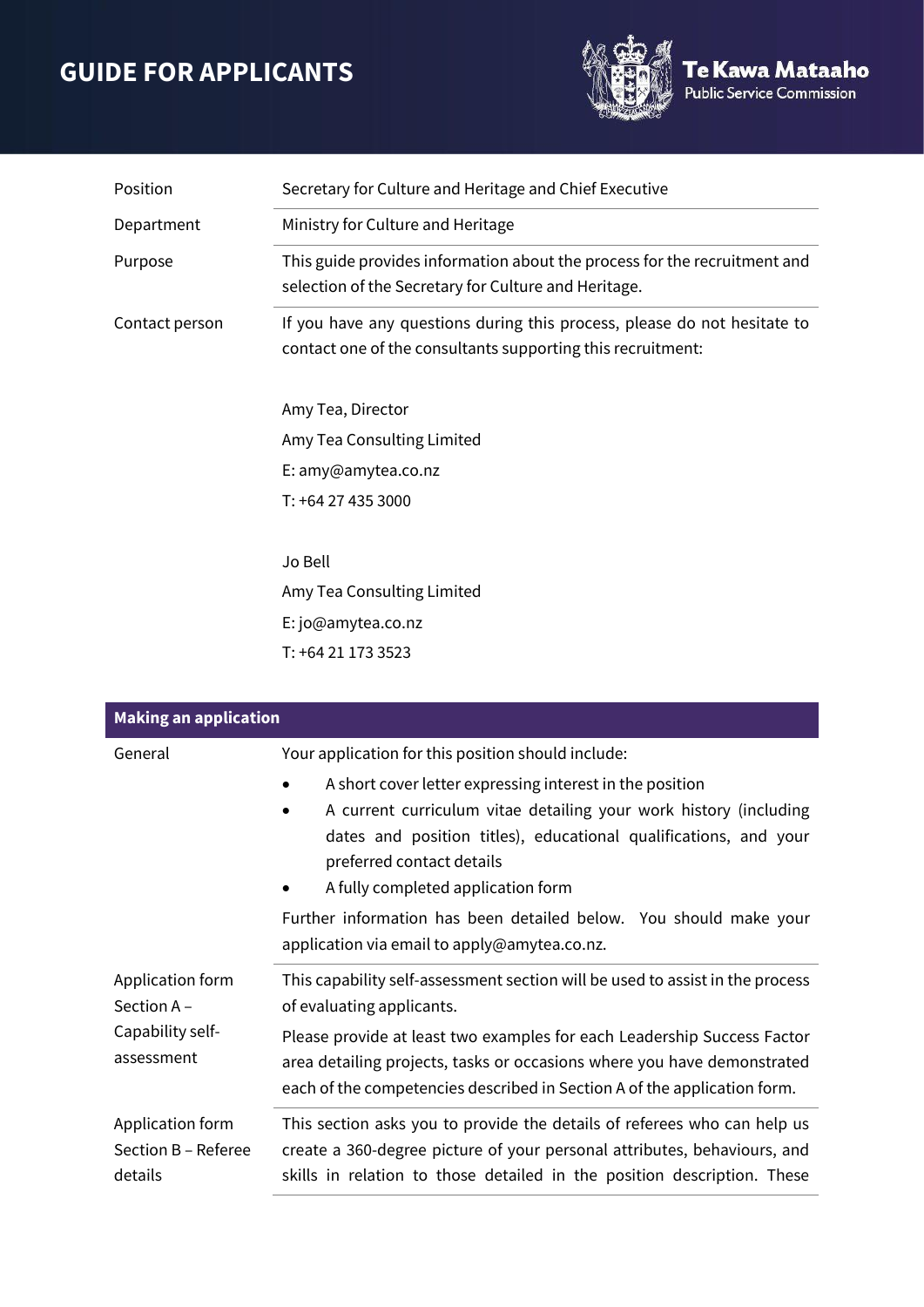# GUIDE FOR APPLICANTS

Te Kawa Mataaho
Public Service Commission

| | |
|---|---|
| Position | Secretary for Culture and Heritage and Chief Executive |
| Department | Ministry for Culture and Heritage |
| Purpose | This guide provides information about the process for the recruitment and selection of the Secretary for Culture and Heritage. |
| Contact person | If you have any questions during this process, please do not hesitate to contact one of the consultants supporting this recruitment:<br><br>Amy Tea, Director<br>Amy Tea Consulting Limited<br>E: amy@amytea.co.nz<br>T: +64 27 435 3000<br><br>Jo Bell<br>Amy Tea Consulting Limited<br>E: jo@amytea.co.nz<br>T: +64 21 173 3523 |

| **Making an application** | |
|---|---|
| General | Your application for this position should include:<br>• A short cover letter expressing interest in the position<br>• A current curriculum vitae detailing your work history (including dates and position titles), educational qualifications, and your preferred contact details<br>• A fully completed application form<br><br>Further information has been detailed below. You should make your application via email to apply@amytea.co.nz. |
| Application form Section A – Capability self-assessment | This capability self-assessment section will be used to assist in the process of evaluating applicants.<br><br>Please provide at least two examples for each Leadership Success Factor area detailing projects, tasks or occasions where you have demonstrated each of the competencies described in Section A of the application form. |
| Application form Section B – Referee details | This section asks you to provide the details of referees who can help us create a 360-degree picture of your personal attributes, behaviours, and skills in relation to those detailed in the position description. These |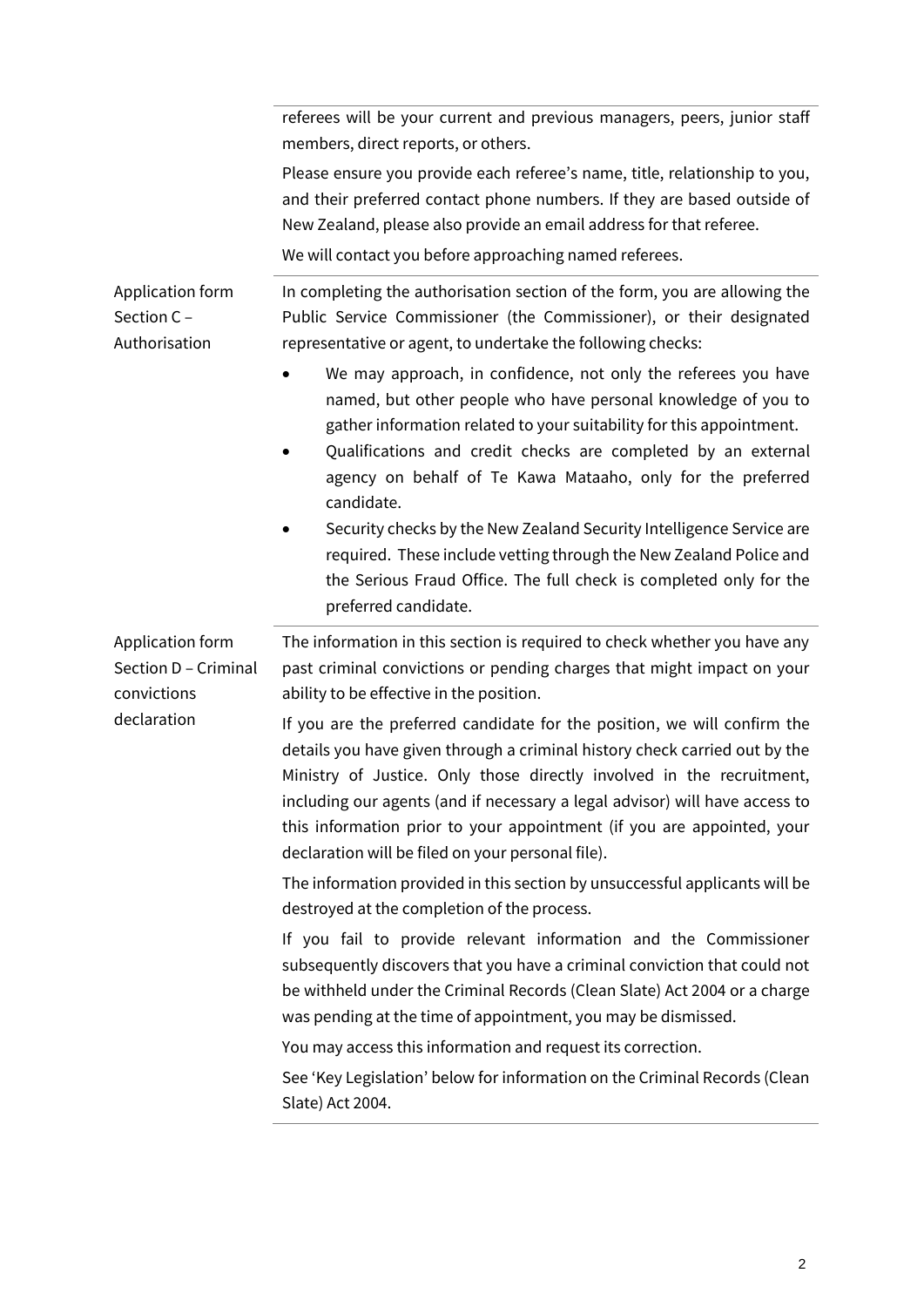| | |
|---|---|
| | referees will be your current and previous managers, peers, junior staff members, direct reports, or others.<br><br>Please ensure you provide each referee's name, title, relationship to you, and their preferred contact phone numbers. If they are based outside of New Zealand, please also provide an email address for that referee.<br><br>We will contact you before approaching named referees. |
| Application form Section C – Authorisation | In completing the authorisation section of the form, you are allowing the Public Service Commissioner (the Commissioner), or their designated representative or agent, to undertake the following checks:<br><br>• We may approach, in confidence, not only the referees you have named, but other people who have personal knowledge of you to gather information related to your suitability for this appointment.<br>• Qualifications and credit checks are completed by an external agency on behalf of Te Kawa Mataaho, only for the preferred candidate.<br>• Security checks by the New Zealand Security Intelligence Service are required. These include vetting through the New Zealand Police and the Serious Fraud Office. The full check is completed only for the preferred candidate. |
| Application form Section D – Criminal convictions declaration | The information in this section is required to check whether you have any past criminal convictions or pending charges that might impact on your ability to be effective in the position.<br><br>If you are the preferred candidate for the position, we will confirm the details you have given through a criminal history check carried out by the Ministry of Justice. Only those directly involved in the recruitment, including our agents (and if necessary a legal advisor) will have access to this information prior to your appointment (if you are appointed, your declaration will be filed on your personal file).<br><br>The information provided in this section by unsuccessful applicants will be destroyed at the completion of the process.<br><br>If you fail to provide relevant information and the Commissioner subsequently discovers that you have a criminal conviction that could not be withheld under the Criminal Records (Clean Slate) Act 2004 or a charge was pending at the time of appointment, you may be dismissed.<br><br>You may access this information and request its correction.<br><br>See 'Key Legislation' below for information on the Criminal Records (Clean Slate) Act 2004. |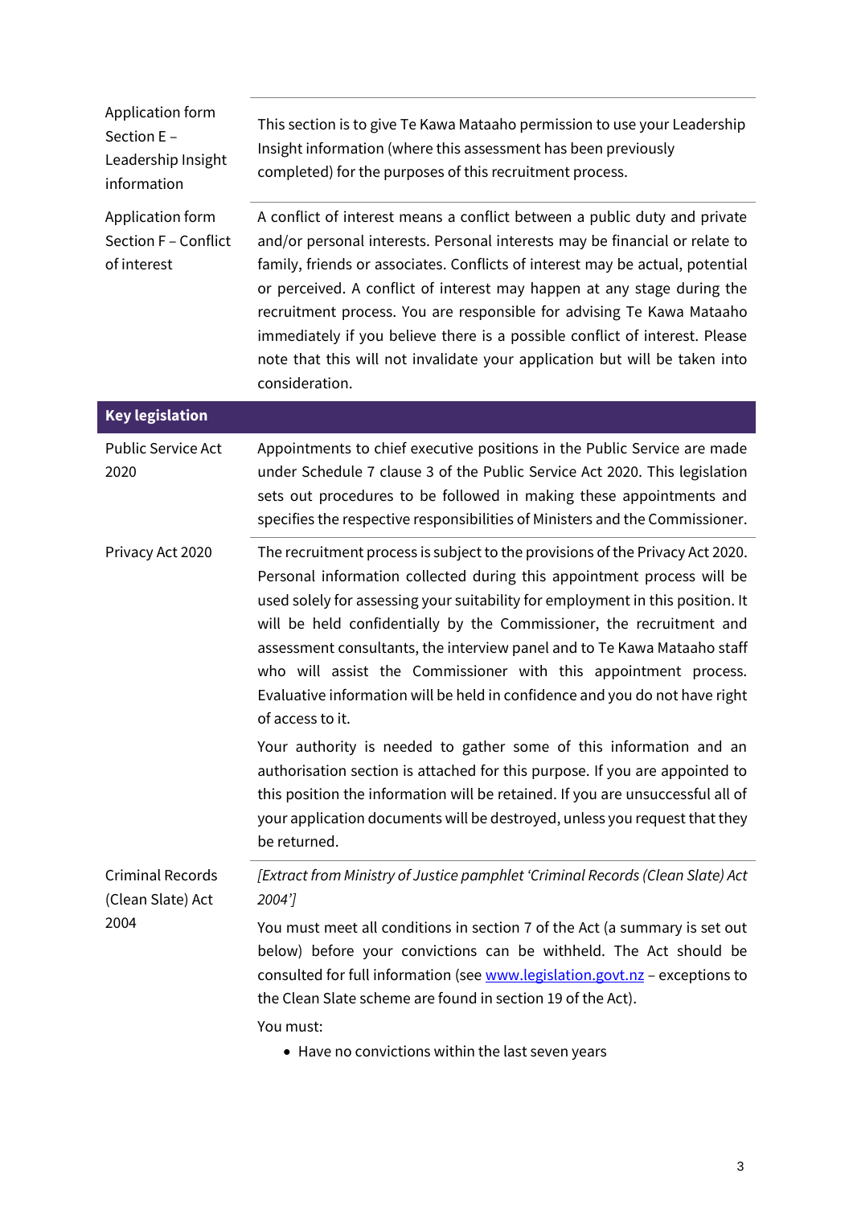| | |
|---|---|
| Application form Section E – Leadership Insight information | This section is to give Te Kawa Mataaho permission to use your Leadership Insight information (where this assessment has been previously completed) for the purposes of this recruitment process. |
| Application form Section F – Conflict of interest | A conflict of interest means a conflict between a public duty and private and/or personal interests. Personal interests may be financial or relate to family, friends or associates. Conflicts of interest may be actual, potential or perceived. A conflict of interest may happen at any stage during the recruitment process. You are responsible for advising Te Kawa Mataaho immediately if you believe there is a possible conflict of interest. Please note that this will not invalidate your application but will be taken into consideration. |

| **Key legislation** | |
|---|---|
| Public Service Act 2020 | Appointments to chief executive positions in the Public Service are made under Schedule 7 clause 3 of the Public Service Act 2020. This legislation sets out procedures to be followed in making these appointments and specifies the respective responsibilities of Ministers and the Commissioner. |
| Privacy Act 2020 | The recruitment process is subject to the provisions of the Privacy Act 2020. Personal information collected during this appointment process will be used solely for assessing your suitability for employment in this position. It will be held confidentially by the Commissioner, the recruitment and assessment consultants, the interview panel and to Te Kawa Mataaho staff who will assist the Commissioner with this appointment process. Evaluative information will be held in confidence and you do not have right of access to it.<br><br>Your authority is needed to gather some of this information and an authorisation section is attached for this purpose. If you are appointed to this position the information will be retained. If you are unsuccessful all of your application documents will be destroyed, unless you request that they be returned. |
| Criminal Records (Clean Slate) Act 2004 | *[Extract from Ministry of Justice pamphlet 'Criminal Records (Clean Slate) Act 2004']*<br><br>You must meet all conditions in section 7 of the Act (a summary is set out below) before your convictions can be withheld. The Act should be consulted for full information (see [www.legislation.govt.nz](http://www.legislation.govt.nz) – exceptions to the Clean Slate scheme are found in section 19 of the Act).<br><br>You must:<br><br>• Have no convictions within the last seven years |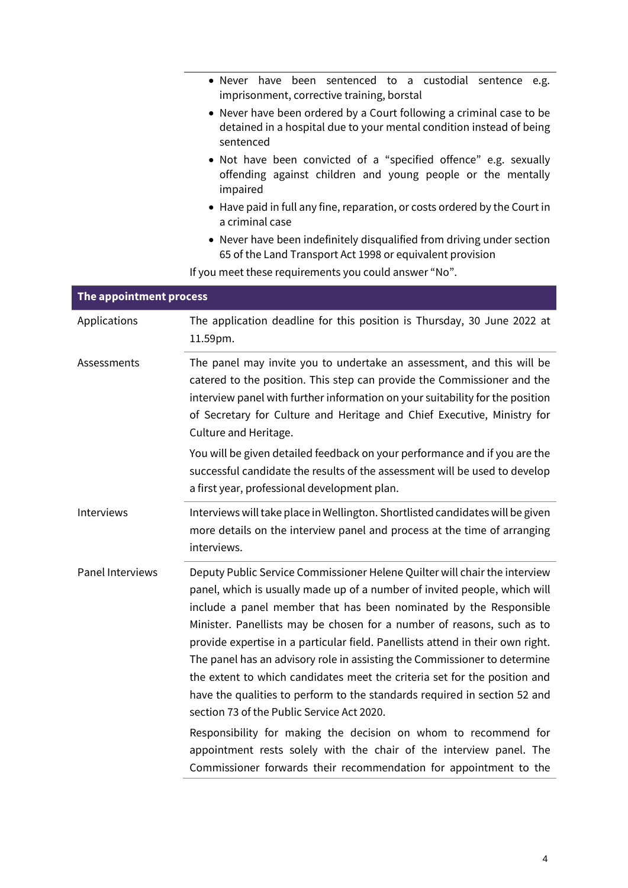- Never have been sentenced to a custodial sentence e.g. imprisonment, corrective training, borstal
- Never have been ordered by a Court following a criminal case to be detained in a hospital due to your mental condition instead of being sentenced
- Not have been convicted of a "specified offence" e.g. sexually offending against children and young people or the mentally impaired
- Have paid in full any fine, reparation, or costs ordered by the Court in a criminal case
- Never have been indefinitely disqualified from driving under section 65 of the Land Transport Act 1998 or equivalent provision

If you meet these requirements you could answer "No".

| **The appointment process** | |
|---|---|
| Applications | The application deadline for this position is Thursday, 30 June 2022 at 11.59pm. |
| Assessments | The panel may invite you to undertake an assessment, and this will be catered to the position. This step can provide the Commissioner and the interview panel with further information on your suitability for the position of Secretary for Culture and Heritage and Chief Executive, Ministry for Culture and Heritage.<br><br>You will be given detailed feedback on your performance and if you are the successful candidate the results of the assessment will be used to develop a first year, professional development plan. |
| Interviews | Interviews will take place in Wellington. Shortlisted candidates will be given more details on the interview panel and process at the time of arranging interviews. |
| Panel Interviews | Deputy Public Service Commissioner Helene Quilter will chair the interview panel, which is usually made up of a number of invited people, which will include a panel member that has been nominated by the Responsible Minister. Panellists may be chosen for a number of reasons, such as to provide expertise in a particular field. Panellists attend in their own right. The panel has an advisory role in assisting the Commissioner to determine the extent to which candidates meet the criteria set for the position and have the qualities to perform to the standards required in section 52 and section 73 of the Public Service Act 2020.<br><br>Responsibility for making the decision on whom to recommend for appointment rests solely with the chair of the interview panel. The Commissioner forwards their recommendation for appointment to the |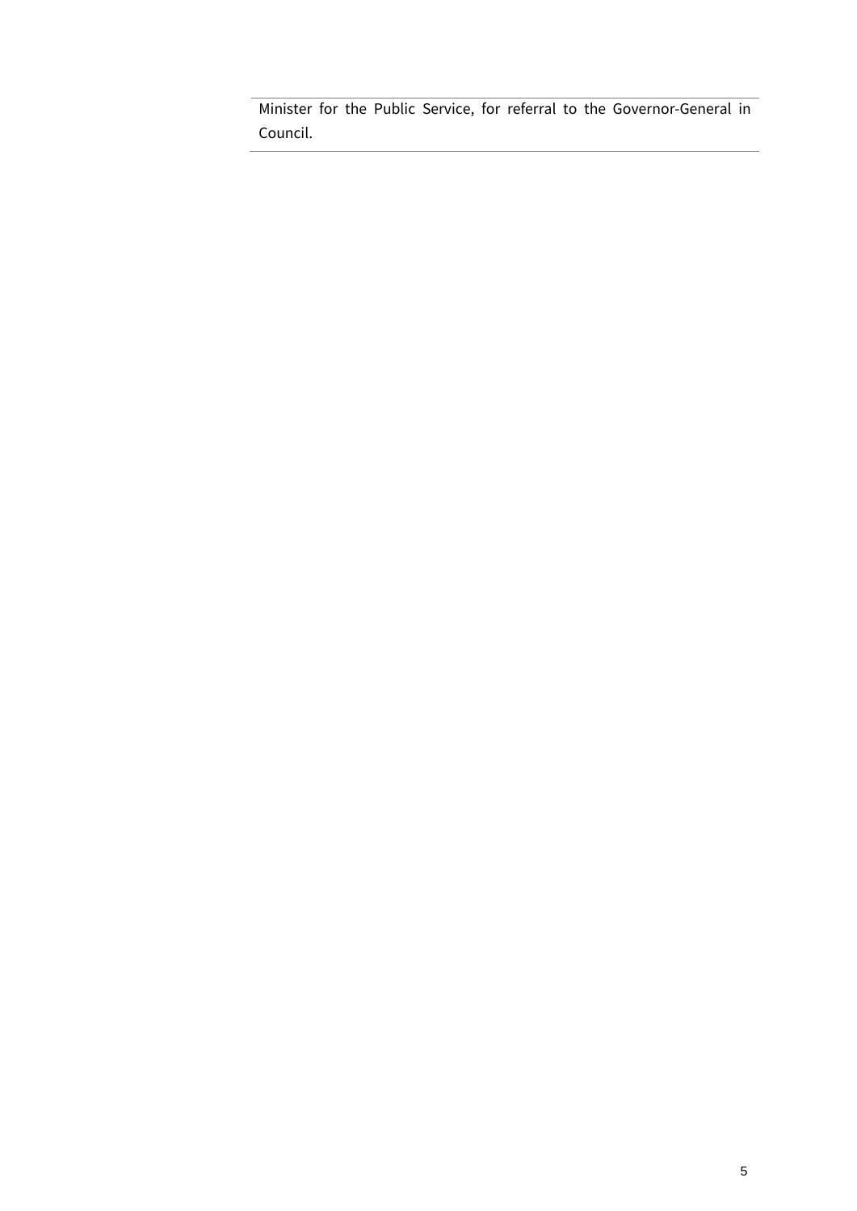Minister for the Public Service, for referral to the Governor-General in Council.